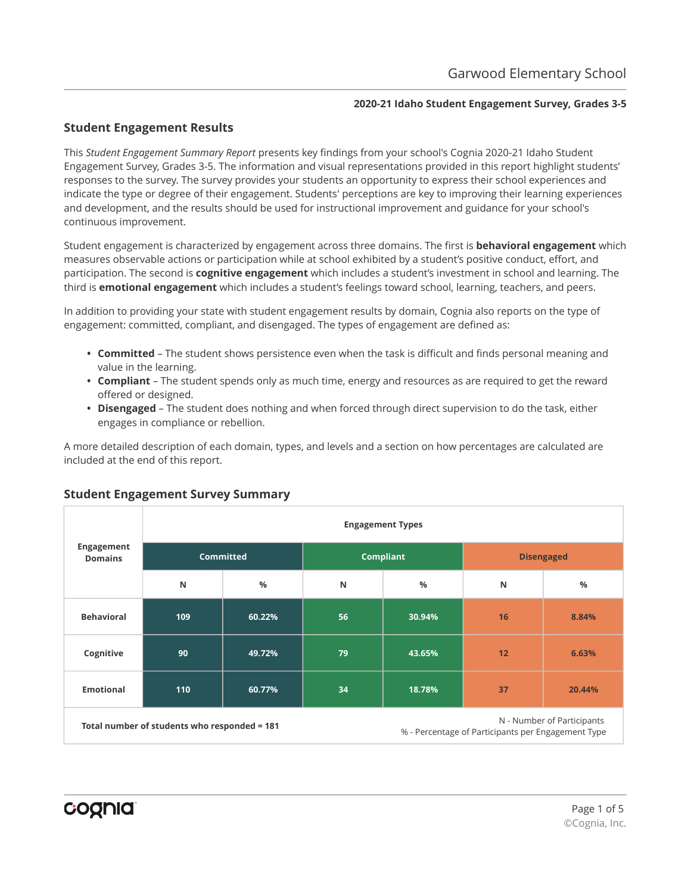Garwood Elementary School

**2020-21 Idaho Student Engagement Survey, Grades 3-5**

## Student Engagement Results

This *Student Engagement Summary Report* presents key findings from your school's Cognia 2020-21 Idaho Student Engagement Survey, Grades 3-5. The information and visual representations provided in this report highlight students' responses to the survey. The survey provides your students an opportunity to express their school experiences and indicate the type or degree of their engagement. Students' perceptions are key to improving their learning experiences and development, and the results should be used for instructional improvement and guidance for your school's continuous improvement.

Student engagement is characterized by engagement across three domains. The first is **behavioral engagement** which measures observable actions or participation while at school exhibited by a student's positive conduct, effort, and participation. The second is **cognitive engagement** which includes a student's investment in school and learning. The third is **emotional engagement** which includes a student's feelings toward school, learning, teachers, and peers.

In addition to providing your state with student engagement results by domain, Cognia also reports on the type of engagement: committed, compliant, and disengaged. The types of engagement are defined as:

- **Committed** – The student shows persistence even when the task is difficult and finds personal meaning and value in the learning.
- **Compliant** – The student spends only as much time, energy and resources as are required to get the reward offered or designed.
- **Disengaged** – The student does nothing and when forced through direct supervision to do the task, either engages in compliance or rebellion.

A more detailed description of each domain, types, and levels and a section on how percentages are calculated are included at the end of this report.

## Student Engagement Survey Summary

| Engagement Domains | Engagement Types | | | | | |
|---|---|---|---|---|---|---|
| | Committed | | Compliant | | Disengaged | |
| | N | % | N | % | N | % |
| Behavioral | 109 | 60.22% | 56 | 30.94% | 16 | 8.84% |
| Cognitive | 90 | 49.72% | 79 | 43.65% | 12 | 6.63% |
| Emotional | 110 | 60.77% | 34 | 18.78% | 37 | 20.44% |

Total number of students who responded = 181

N - Number of Participants
% - Percentage of Participants per Engagement Type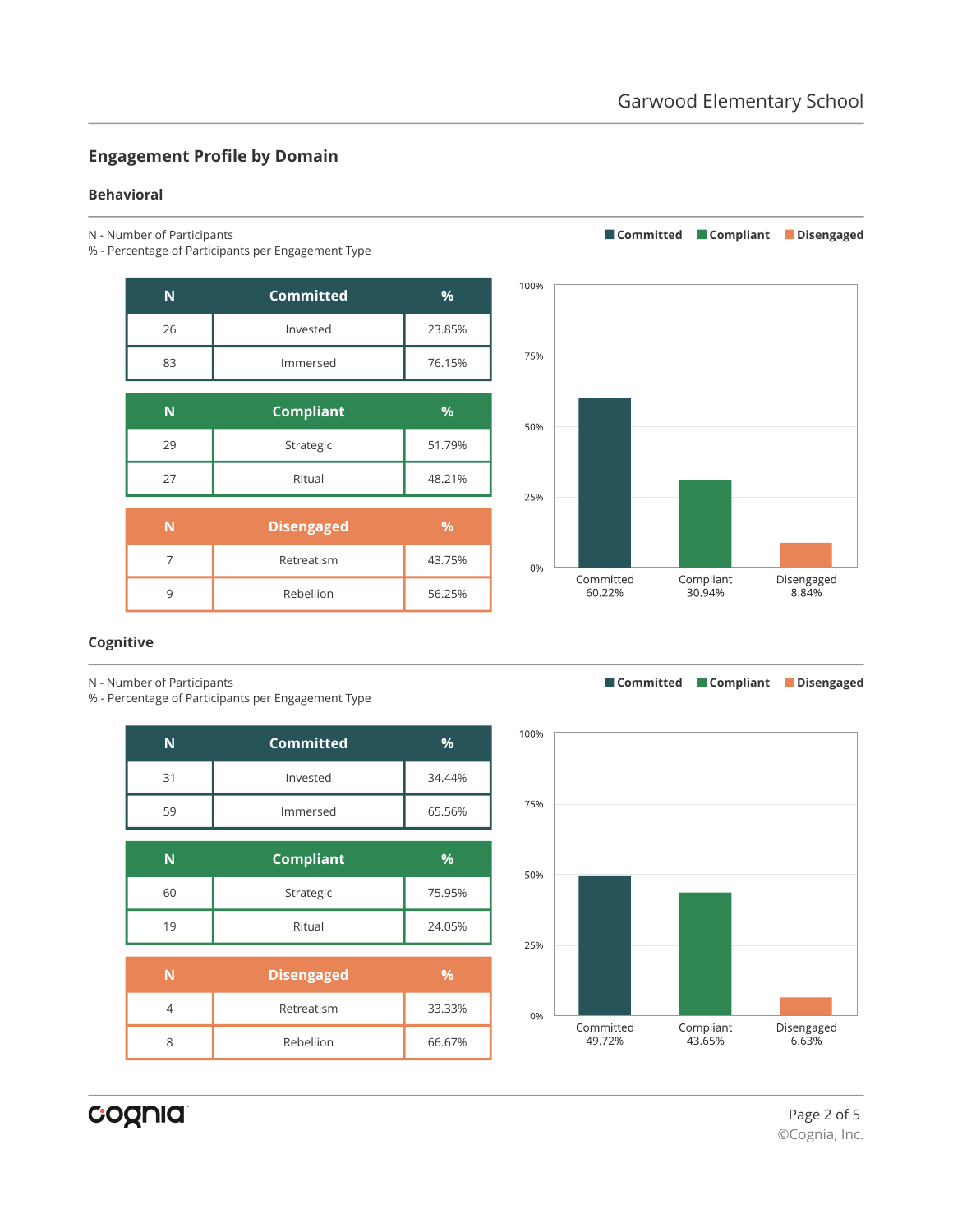## Engagement Profile by Domain

### Behavioral

N - Number of Participants
% - Percentage of Participants per Engagement Type

| N | Committed | % |
|---|---|---|
| 26 | Invested | 23.85% |
| 83 | Immersed | 76.15% |

| N | Compliant | % |
|---|---|---|
| 29 | Strategic | 51.79% |
| 27 | Ritual | 48.21% |

| N | Disengaged | % |
|---|---|---|
| 7 | Retreatism | 43.75% |
| 9 | Rebellion | 56.25% |

Committed Compliant Disengaged

100%
75%
50%
25%
0%

Committed 60.22%
Compliant 30.94%
Disengaged 8.84%

### Cognitive

N - Number of Participants
% - Percentage of Participants per Engagement Type

| N | Committed | % |
|---|---|---|
| 31 | Invested | 34.44% |
| 59 | Immersed | 65.56% |

| N | Compliant | % |
|---|---|---|
| 60 | Strategic | 75.95% |
| 19 | Ritual | 24.05% |

| N | Disengaged | % |
|---|---|---|
| 4 | Retreatism | 33.33% |
| 8 | Rebellion | 66.67% |

Committed Compliant Disengaged

100%
75%
50%
25%
0%

Committed 49.72%
Compliant 43.65%
Disengaged 6.63%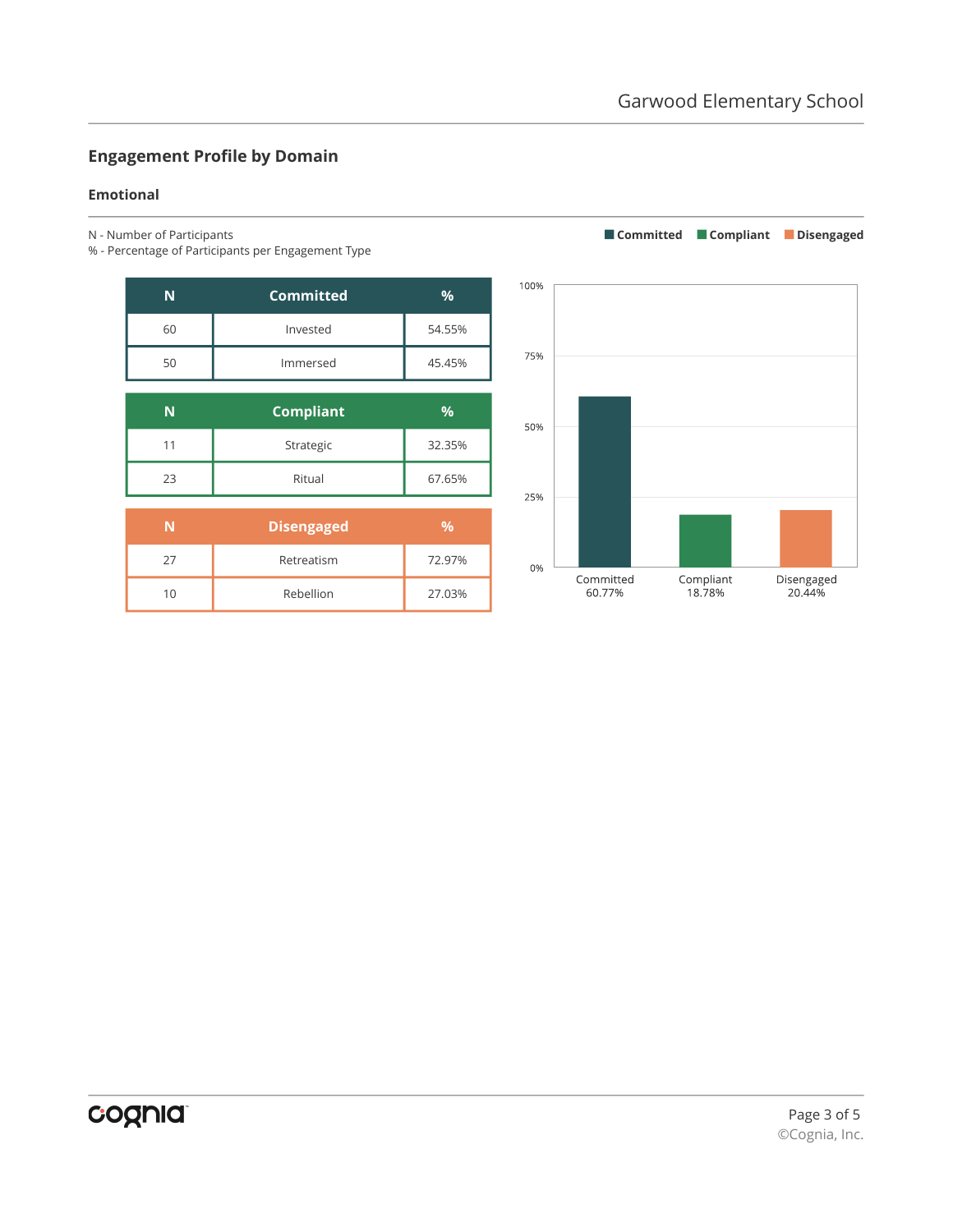## Engagement Profile by Domain

### Emotional

N - Number of Participants
% - Percentage of Participants per Engagement Type

| N | Committed | % |
|---|---|---|
| 60 | Invested | 54.55% |
| 50 | Immersed | 45.45% |

| N | Compliant | % |
|---|---|---|
| 11 | Strategic | 32.35% |
| 23 | Ritual | 67.65% |

| N | Disengaged | % |
|---|---|---|
| 27 | Retreatism | 72.97% |
| 10 | Rebellion | 27.03% |

| Committed | Compliant | Disengaged |
|---|---|---|
| 60.77% | 18.78% | 20.44% |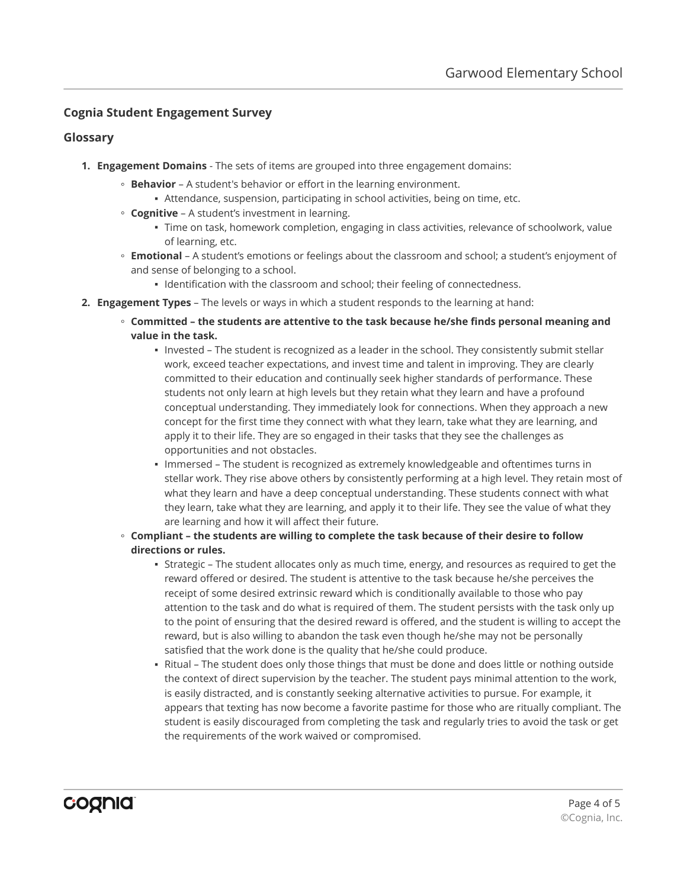### Cognia Student Engagement Survey

### Glossary

1. **Engagement Domains** - The sets of items are grouped into three engagement domains:
   - **Behavior** – A student's behavior or effort in the learning environment.
     - Attendance, suspension, participating in school activities, being on time, etc.
   - **Cognitive** – A student's investment in learning.
     - Time on task, homework completion, engaging in class activities, relevance of schoolwork, value of learning, etc.
   - **Emotional** – A student's emotions or feelings about the classroom and school; a student's enjoyment of and sense of belonging to a school.
     - Identification with the classroom and school; their feeling of connectedness.
2. **Engagement Types** – The levels or ways in which a student responds to the learning at hand:
   - **Committed – the students are attentive to the task because he/she finds personal meaning and value in the task.**
     - Invested – The student is recognized as a leader in the school. They consistently submit stellar work, exceed teacher expectations, and invest time and talent in improving. They are clearly committed to their education and continually seek higher standards of performance. These students not only learn at high levels but they retain what they learn and have a profound conceptual understanding. They immediately look for connections. When they approach a new concept for the first time they connect with what they learn, take what they are learning, and apply it to their life. They are so engaged in their tasks that they see the challenges as opportunities and not obstacles.
     - Immersed – The student is recognized as extremely knowledgeable and oftentimes turns in stellar work. They rise above others by consistently performing at a high level. They retain most of what they learn and have a deep conceptual understanding. These students connect with what they learn, take what they are learning, and apply it to their life. They see the value of what they are learning and how it will affect their future.
   - **Compliant – the students are willing to complete the task because of their desire to follow directions or rules.**
     - Strategic – The student allocates only as much time, energy, and resources as required to get the reward offered or desired. The student is attentive to the task because he/she perceives the receipt of some desired extrinsic reward which is conditionally available to those who pay attention to the task and do what is required of them. The student persists with the task only up to the point of ensuring that the desired reward is offered, and the student is willing to accept the reward, but is also willing to abandon the task even though he/she may not be personally satisfied that the work done is the quality that he/she could produce.
     - Ritual – The student does only those things that must be done and does little or nothing outside the context of direct supervision by the teacher. The student pays minimal attention to the work, is easily distracted, and is constantly seeking alternative activities to pursue. For example, it appears that texting has now become a favorite pastime for those who are ritually compliant. The student is easily discouraged from completing the task and regularly tries to avoid the task or get the requirements of the work waived or compromised.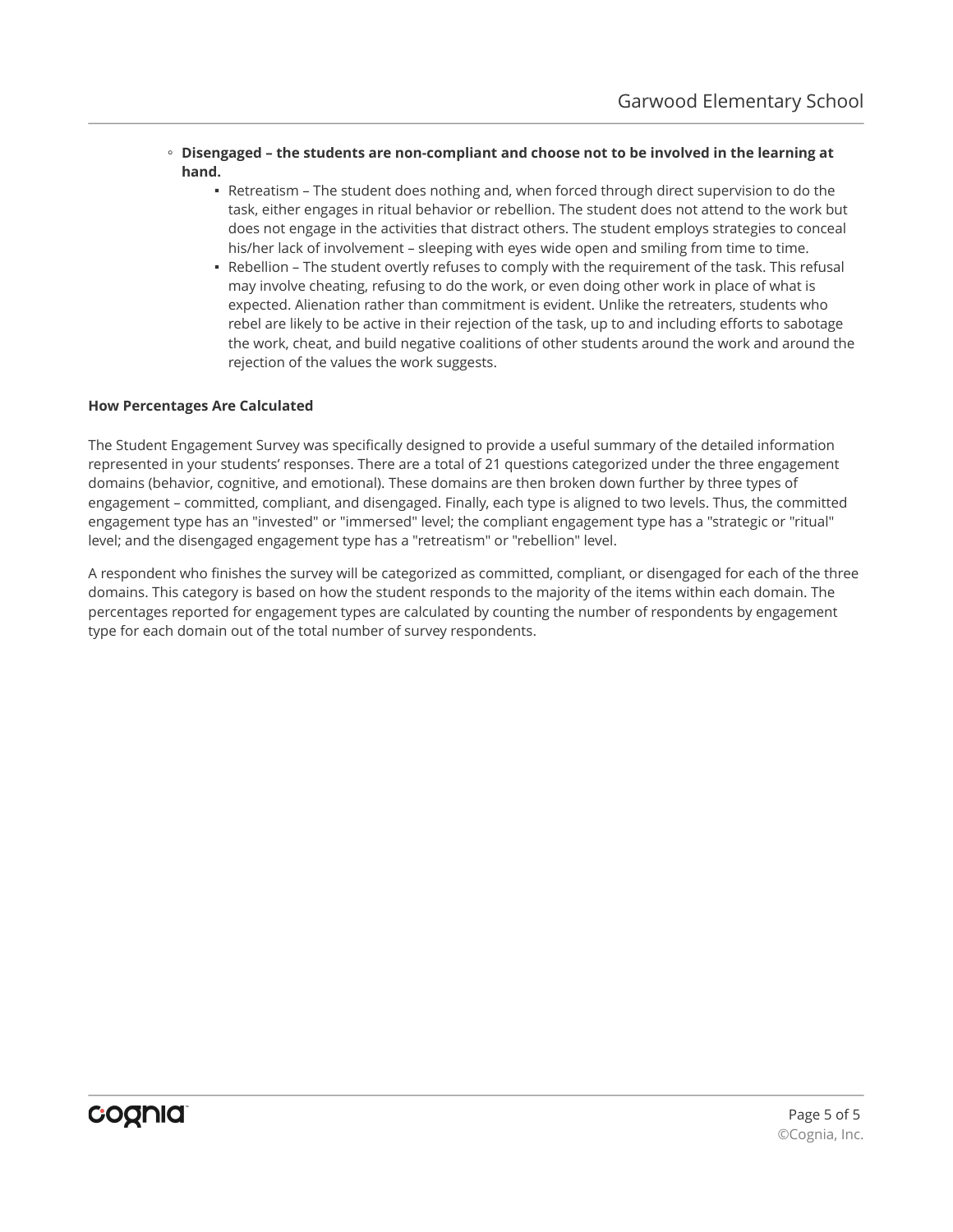- **Disengaged – the students are non-compliant and choose not to be involved in the learning at hand.**
  - Retreatism – The student does nothing and, when forced through direct supervision to do the task, either engages in ritual behavior or rebellion. The student does not attend to the work but does not engage in the activities that distract others. The student employs strategies to conceal his/her lack of involvement – sleeping with eyes wide open and smiling from time to time.
  - Rebellion – The student overtly refuses to comply with the requirement of the task. This refusal may involve cheating, refusing to do the work, or even doing other work in place of what is expected. Alienation rather than commitment is evident. Unlike the retreaters, students who rebel are likely to be active in their rejection of the task, up to and including efforts to sabotage the work, cheat, and build negative coalitions of other students around the work and around the rejection of the values the work suggests.

**How Percentages Are Calculated**

The Student Engagement Survey was specifically designed to provide a useful summary of the detailed information represented in your students' responses. There are a total of 21 questions categorized under the three engagement domains (behavior, cognitive, and emotional). These domains are then broken down further by three types of engagement – committed, compliant, and disengaged. Finally, each type is aligned to two levels. Thus, the committed engagement type has an "invested" or "immersed" level; the compliant engagement type has a "strategic or "ritual" level; and the disengaged engagement type has a "retreatism" or "rebellion" level.

A respondent who finishes the survey will be categorized as committed, compliant, or disengaged for each of the three domains. This category is based on how the student responds to the majority of the items within each domain. The percentages reported for engagement types are calculated by counting the number of respondents by engagement type for each domain out of the total number of survey respondents.